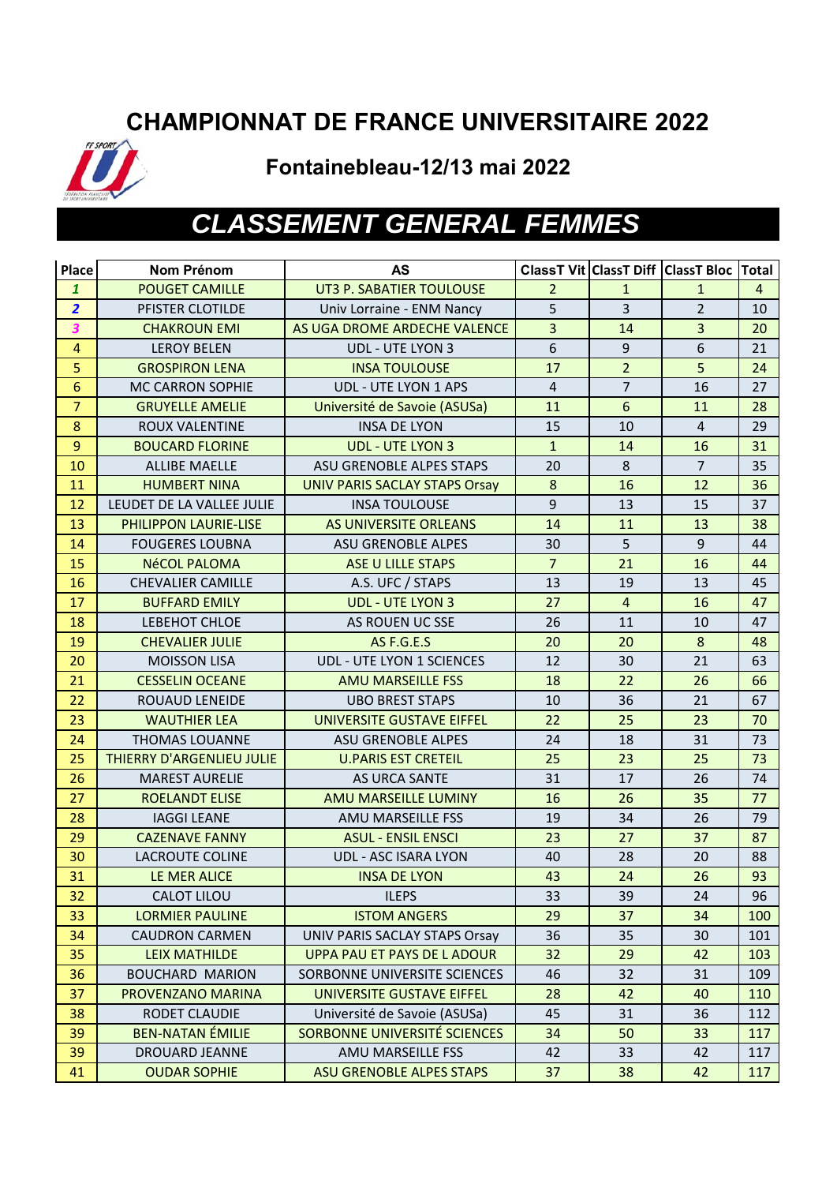# CHAMPIONNAT DE FRANCE UNIVERSITAIRE 2022

## Fontainebleau-12/13 mai 2022

## CLASSEMENT GENERAL FEMMES

| Place | Nom Prénom | AS | ClassT Vit | ClassT Diff | ClassT Bloc | Total |
|---|---|---|---|---|---|---|
| 1 | POUGET CAMILLE | UT3 P. SABATIER TOULOUSE | 2 | 1 | 1 | 4 |
| 2 | PFISTER CLOTILDE | Univ Lorraine - ENM Nancy | 5 | 3 | 2 | 10 |
| 3 | CHAKROUN EMI | AS UGA DROME ARDECHE VALENCE | 3 | 14 | 3 | 20 |
| 4 | LEROY BELEN | UDL - UTE LYON 3 | 6 | 9 | 6 | 21 |
| 5 | GROSPIRON LENA | INSA TOULOUSE | 17 | 2 | 5 | 24 |
| 6 | MC CARRON SOPHIE | UDL - UTE LYON 1 APS | 4 | 7 | 16 | 27 |
| 7 | GRUYELLE AMELIE | Université de Savoie (ASUSa) | 11 | 6 | 11 | 28 |
| 8 | ROUX VALENTINE | INSA DE LYON | 15 | 10 | 4 | 29 |
| 9 | BOUCARD FLORINE | UDL - UTE LYON 3 | 1 | 14 | 16 | 31 |
| 10 | ALLIBE MAELLE | ASU GRENOBLE ALPES STAPS | 20 | 8 | 7 | 35 |
| 11 | HUMBERT NINA | UNIV PARIS SACLAY STAPS Orsay | 8 | 16 | 12 | 36 |
| 12 | LEUDET DE LA VALLEE JULIE | INSA TOULOUSE | 9 | 13 | 15 | 37 |
| 13 | PHILIPPON LAURIE-LISE | AS UNIVERSITE ORLEANS | 14 | 11 | 13 | 38 |
| 14 | FOUGERES LOUBNA | ASU GRENOBLE ALPES | 30 | 5 | 9 | 44 |
| 15 | NéCOL PALOMA | ASE U LILLE STAPS | 7 | 21 | 16 | 44 |
| 16 | CHEVALIER CAMILLE | A.S. UFC / STAPS | 13 | 19 | 13 | 45 |
| 17 | BUFFARD EMILY | UDL - UTE LYON 3 | 27 | 4 | 16 | 47 |
| 18 | LEBEHOT CHLOE | AS ROUEN UC SSE | 26 | 11 | 10 | 47 |
| 19 | CHEVALIER JULIE | AS F.G.E.S | 20 | 20 | 8 | 48 |
| 20 | MOISSON LISA | UDL - UTE LYON 1 SCIENCES | 12 | 30 | 21 | 63 |
| 21 | CESSELIN OCEANE | AMU MARSEILLE FSS | 18 | 22 | 26 | 66 |
| 22 | ROUAUD LENEIDE | UBO BREST STAPS | 10 | 36 | 21 | 67 |
| 23 | WAUTHIER LEA | UNIVERSITE GUSTAVE EIFFEL | 22 | 25 | 23 | 70 |
| 24 | THOMAS LOUANNE | ASU GRENOBLE ALPES | 24 | 18 | 31 | 73 |
| 25 | THIERRY D'ARGENLIEU JULIE | U.PARIS EST CRETEIL | 25 | 23 | 25 | 73 |
| 26 | MAREST AURELIE | AS URCA SANTE | 31 | 17 | 26 | 74 |
| 27 | ROELANDT ELISE | AMU MARSEILLE LUMINY | 16 | 26 | 35 | 77 |
| 28 | IAGGI LEANE | AMU MARSEILLE FSS | 19 | 34 | 26 | 79 |
| 29 | CAZENAVE FANNY | ASUL - ENSIL ENSCI | 23 | 27 | 37 | 87 |
| 30 | LACROUTE COLINE | UDL - ASC ISARA LYON | 40 | 28 | 20 | 88 |
| 31 | LE MER ALICE | INSA DE LYON | 43 | 24 | 26 | 93 |
| 32 | CALOT LILOU | ILEPS | 33 | 39 | 24 | 96 |
| 33 | LORMIER PAULINE | ISTOM ANGERS | 29 | 37 | 34 | 100 |
| 34 | CAUDRON CARMEN | UNIV PARIS SACLAY STAPS Orsay | 36 | 35 | 30 | 101 |
| 35 | LEIX MATHILDE | UPPA PAU ET PAYS DE L ADOUR | 32 | 29 | 42 | 103 |
| 36 | BOUCHARD MARION | SORBONNE UNIVERSITE SCIENCES | 46 | 32 | 31 | 109 |
| 37 | PROVENZANO MARINA | UNIVERSITE GUSTAVE EIFFEL | 28 | 42 | 40 | 110 |
| 38 | RODET CLAUDIE | Université de Savoie (ASUSa) | 45 | 31 | 36 | 112 |
| 39 | BEN-NATAN ÉMILIE | SORBONNE UNIVERSITÉ SCIENCES | 34 | 50 | 33 | 117 |
| 39 | DROUARD JEANNE | AMU MARSEILLE FSS | 42 | 33 | 42 | 117 |
| 41 | OUDAR SOPHIE | ASU GRENOBLE ALPES STAPS | 37 | 38 | 42 | 117 |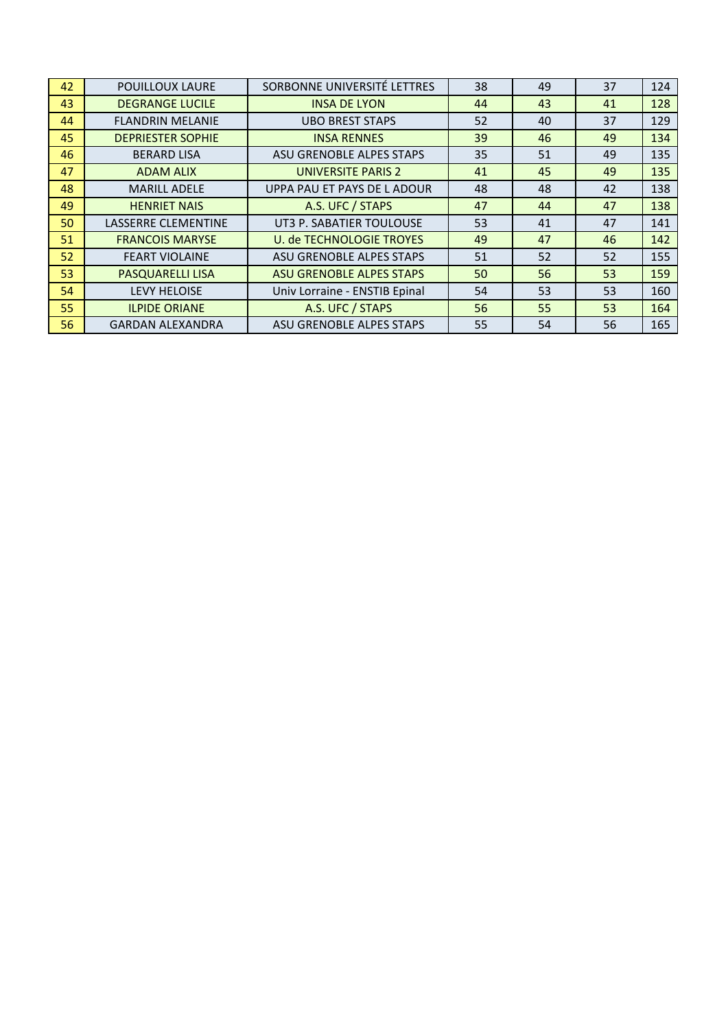| | | | | | | |
|---|---|---|---|---|---|---|
| 42 | POUILLOUX LAURE | SORBONNE UNIVERSITÉ LETTRES | 38 | 49 | 37 | 124 |
| 43 | DEGRANGE LUCILE | INSA DE LYON | 44 | 43 | 41 | 128 |
| 44 | FLANDRIN MELANIE | UBO BREST STAPS | 52 | 40 | 37 | 129 |
| 45 | DEPRIESTER SOPHIE | INSA RENNES | 39 | 46 | 49 | 134 |
| 46 | BERARD LISA | ASU GRENOBLE ALPES STAPS | 35 | 51 | 49 | 135 |
| 47 | ADAM ALIX | UNIVERSITE PARIS 2 | 41 | 45 | 49 | 135 |
| 48 | MARILL ADELE | UPPA PAU ET PAYS DE L ADOUR | 48 | 48 | 42 | 138 |
| 49 | HENRIET NAIS | A.S. UFC / STAPS | 47 | 44 | 47 | 138 |
| 50 | LASSERRE CLEMENTINE | UT3 P. SABATIER TOULOUSE | 53 | 41 | 47 | 141 |
| 51 | FRANCOIS MARYSE | U. de TECHNOLOGIE TROYES | 49 | 47 | 46 | 142 |
| 52 | FEART VIOLAINE | ASU GRENOBLE ALPES STAPS | 51 | 52 | 52 | 155 |
| 53 | PASQUARELLI LISA | ASU GRENOBLE ALPES STAPS | 50 | 56 | 53 | 159 |
| 54 | LEVY HELOISE | Univ Lorraine - ENSTIB Epinal | 54 | 53 | 53 | 160 |
| 55 | ILPIDE ORIANE | A.S. UFC / STAPS | 56 | 55 | 53 | 164 |
| 56 | GARDAN ALEXANDRA | ASU GRENOBLE ALPES STAPS | 55 | 54 | 56 | 165 |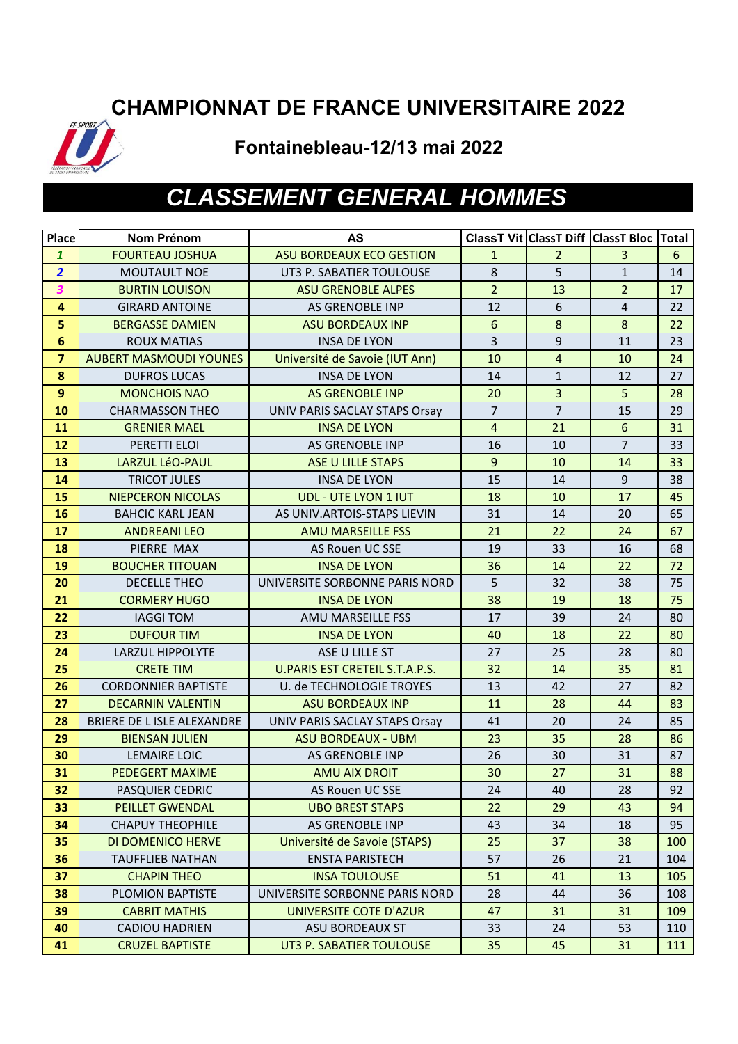# CHAMPIONNAT DE FRANCE UNIVERSITAIRE 2022

## Fontainebleau-12/13 mai 2022

## CLASSEMENT GENERAL HOMMES

| Place | Nom Prénom | AS | ClassT Vit | ClassT Diff | ClassT Bloc | Total |
|---|---|---|---|---|---|---|
| 1 | FOURTEAU JOSHUA | ASU BORDEAUX ECO GESTION | 1 | 2 | 3 | 6 |
| 2 | MOUTAULT NOE | UT3 P. SABATIER TOULOUSE | 8 | 5 | 1 | 14 |
| 3 | BURTIN LOUISON | ASU GRENOBLE ALPES | 2 | 13 | 2 | 17 |
| 4 | GIRARD ANTOINE | AS GRENOBLE INP | 12 | 6 | 4 | 22 |
| 5 | BERGASSE DAMIEN | ASU BORDEAUX INP | 6 | 8 | 8 | 22 |
| 6 | ROUX MATIAS | INSA DE LYON | 3 | 9 | 11 | 23 |
| 7 | AUBERT MASMOUDI YOUNES | Université de Savoie (IUT Ann) | 10 | 4 | 10 | 24 |
| 8 | DUFROS LUCAS | INSA DE LYON | 14 | 1 | 12 | 27 |
| 9 | MONCHOIS NAO | AS GRENOBLE INP | 20 | 3 | 5 | 28 |
| 10 | CHARMASSON THEO | UNIV PARIS SACLAY STAPS Orsay | 7 | 7 | 15 | 29 |
| 11 | GRENIER MAEL | INSA DE LYON | 4 | 21 | 6 | 31 |
| 12 | PERETTI ELOI | AS GRENOBLE INP | 16 | 10 | 7 | 33 |
| 13 | LARZUL LéO-PAUL | ASE U LILLE STAPS | 9 | 10 | 14 | 33 |
| 14 | TRICOT JULES | INSA DE LYON | 15 | 14 | 9 | 38 |
| 15 | NIEPCERON NICOLAS | UDL - UTE LYON 1 IUT | 18 | 10 | 17 | 45 |
| 16 | BAHCIC KARL JEAN | AS UNIV.ARTOIS-STAPS LIEVIN | 31 | 14 | 20 | 65 |
| 17 | ANDREANI LEO | AMU MARSEILLE FSS | 21 | 22 | 24 | 67 |
| 18 | PIERRE MAX | AS Rouen UC SSE | 19 | 33 | 16 | 68 |
| 19 | BOUCHER TITOUAN | INSA DE LYON | 36 | 14 | 22 | 72 |
| 20 | DECELLE THEO | UNIVERSITE SORBONNE PARIS NORD | 5 | 32 | 38 | 75 |
| 21 | CORMERY HUGO | INSA DE LYON | 38 | 19 | 18 | 75 |
| 22 | IAGGI TOM | AMU MARSEILLE FSS | 17 | 39 | 24 | 80 |
| 23 | DUFOUR TIM | INSA DE LYON | 40 | 18 | 22 | 80 |
| 24 | LARZUL HIPPOLYTE | ASE U LILLE ST | 27 | 25 | 28 | 80 |
| 25 | CRETE TIM | U.PARIS EST CRETEIL S.T.A.P.S. | 32 | 14 | 35 | 81 |
| 26 | CORDONNIER BAPTISTE | U. de TECHNOLOGIE TROYES | 13 | 42 | 27 | 82 |
| 27 | DECARNIN VALENTIN | ASU BORDEAUX INP | 11 | 28 | 44 | 83 |
| 28 | BRIERE DE L ISLE ALEXANDRE | UNIV PARIS SACLAY STAPS Orsay | 41 | 20 | 24 | 85 |
| 29 | BIENSAN JULIEN | ASU BORDEAUX - UBM | 23 | 35 | 28 | 86 |
| 30 | LEMAIRE LOIC | AS GRENOBLE INP | 26 | 30 | 31 | 87 |
| 31 | PEDEGERT MAXIME | AMU AIX DROIT | 30 | 27 | 31 | 88 |
| 32 | PASQUIER CEDRIC | AS Rouen UC SSE | 24 | 40 | 28 | 92 |
| 33 | PEILLET GWENDAL | UBO BREST STAPS | 22 | 29 | 43 | 94 |
| 34 | CHAPUY THEOPHILE | AS GRENOBLE INP | 43 | 34 | 18 | 95 |
| 35 | DI DOMENICO HERVE | Université de Savoie (STAPS) | 25 | 37 | 38 | 100 |
| 36 | TAUFFLIEB NATHAN | ENSTA PARISTECH | 57 | 26 | 21 | 104 |
| 37 | CHAPIN THEO | INSA TOULOUSE | 51 | 41 | 13 | 105 |
| 38 | PLOMION BAPTISTE | UNIVERSITE SORBONNE PARIS NORD | 28 | 44 | 36 | 108 |
| 39 | CABRIT MATHIS | UNIVERSITE COTE D'AZUR | 47 | 31 | 31 | 109 |
| 40 | CADIOU HADRIEN | ASU BORDEAUX ST | 33 | 24 | 53 | 110 |
| 41 | CRUZEL BAPTISTE | UT3 P. SABATIER TOULOUSE | 35 | 45 | 31 | 111 |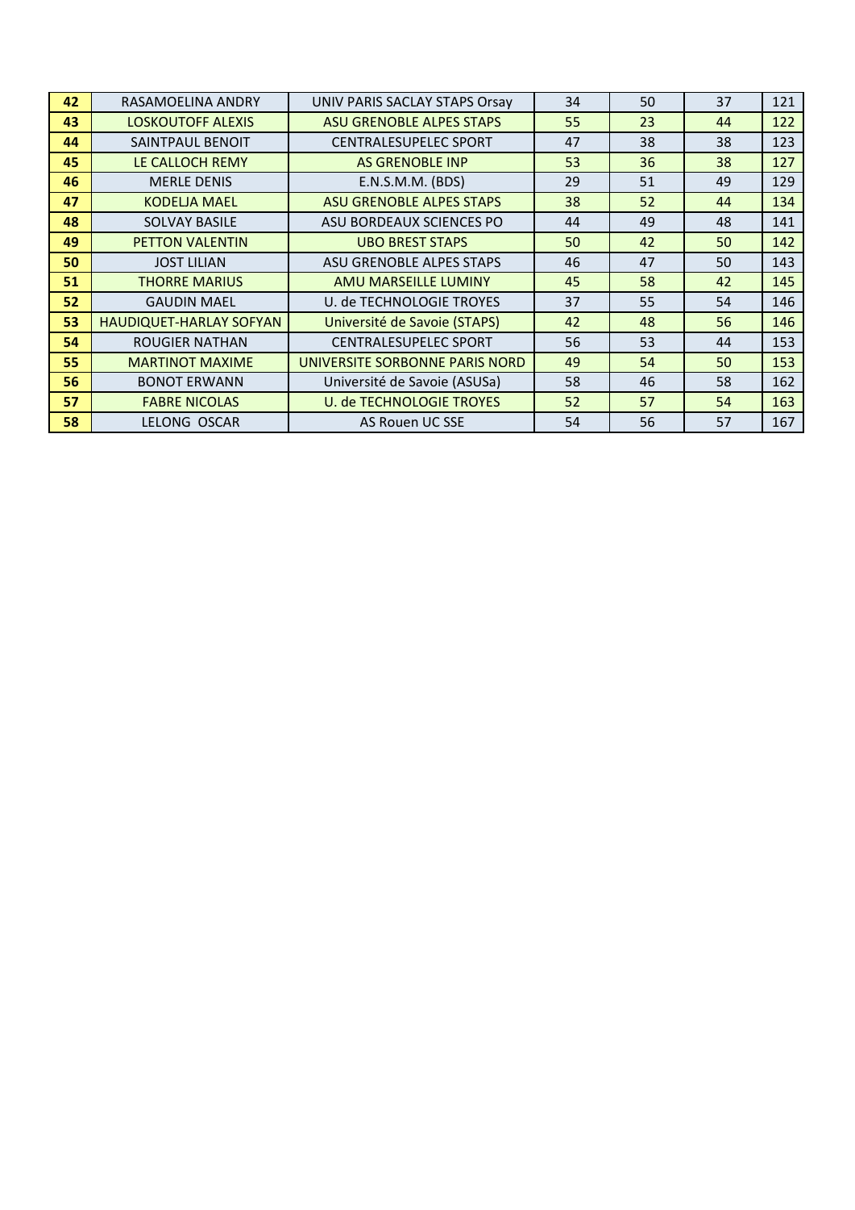| 42 | RASAMOELINA ANDRY | UNIV PARIS SACLAY STAPS Orsay | 34 | 50 | 37 | 121 |
|---|---|---|---|---|---|---|
| 43 | LOSKOUTOFF ALEXIS | ASU GRENOBLE ALPES STAPS | 55 | 23 | 44 | 122 |
| 44 | SAINTPAUL BENOIT | CENTRALESUPELEC SPORT | 47 | 38 | 38 | 123 |
| 45 | LE CALLOCH REMY | AS GRENOBLE INP | 53 | 36 | 38 | 127 |
| 46 | MERLE DENIS | E.N.S.M.M. (BDS) | 29 | 51 | 49 | 129 |
| 47 | KODELJA MAEL | ASU GRENOBLE ALPES STAPS | 38 | 52 | 44 | 134 |
| 48 | SOLVAY BASILE | ASU BORDEAUX SCIENCES PO | 44 | 49 | 48 | 141 |
| 49 | PETTON VALENTIN | UBO BREST STAPS | 50 | 42 | 50 | 142 |
| 50 | JOST LILIAN | ASU GRENOBLE ALPES STAPS | 46 | 47 | 50 | 143 |
| 51 | THORRE MARIUS | AMU MARSEILLE LUMINY | 45 | 58 | 42 | 145 |
| 52 | GAUDIN MAEL | U. de TECHNOLOGIE TROYES | 37 | 55 | 54 | 146 |
| 53 | HAUDIQUET-HARLAY SOFYAN | Université de Savoie (STAPS) | 42 | 48 | 56 | 146 |
| 54 | ROUGIER NATHAN | CENTRALESUPELEC SPORT | 56 | 53 | 44 | 153 |
| 55 | MARTINOT MAXIME | UNIVERSITE SORBONNE PARIS NORD | 49 | 54 | 50 | 153 |
| 56 | BONOT ERWANN | Université de Savoie (ASUSa) | 58 | 46 | 58 | 162 |
| 57 | FABRE NICOLAS | U. de TECHNOLOGIE TROYES | 52 | 57 | 54 | 163 |
| 58 | LELONG OSCAR | AS Rouen UC SSE | 54 | 56 | 57 | 167 |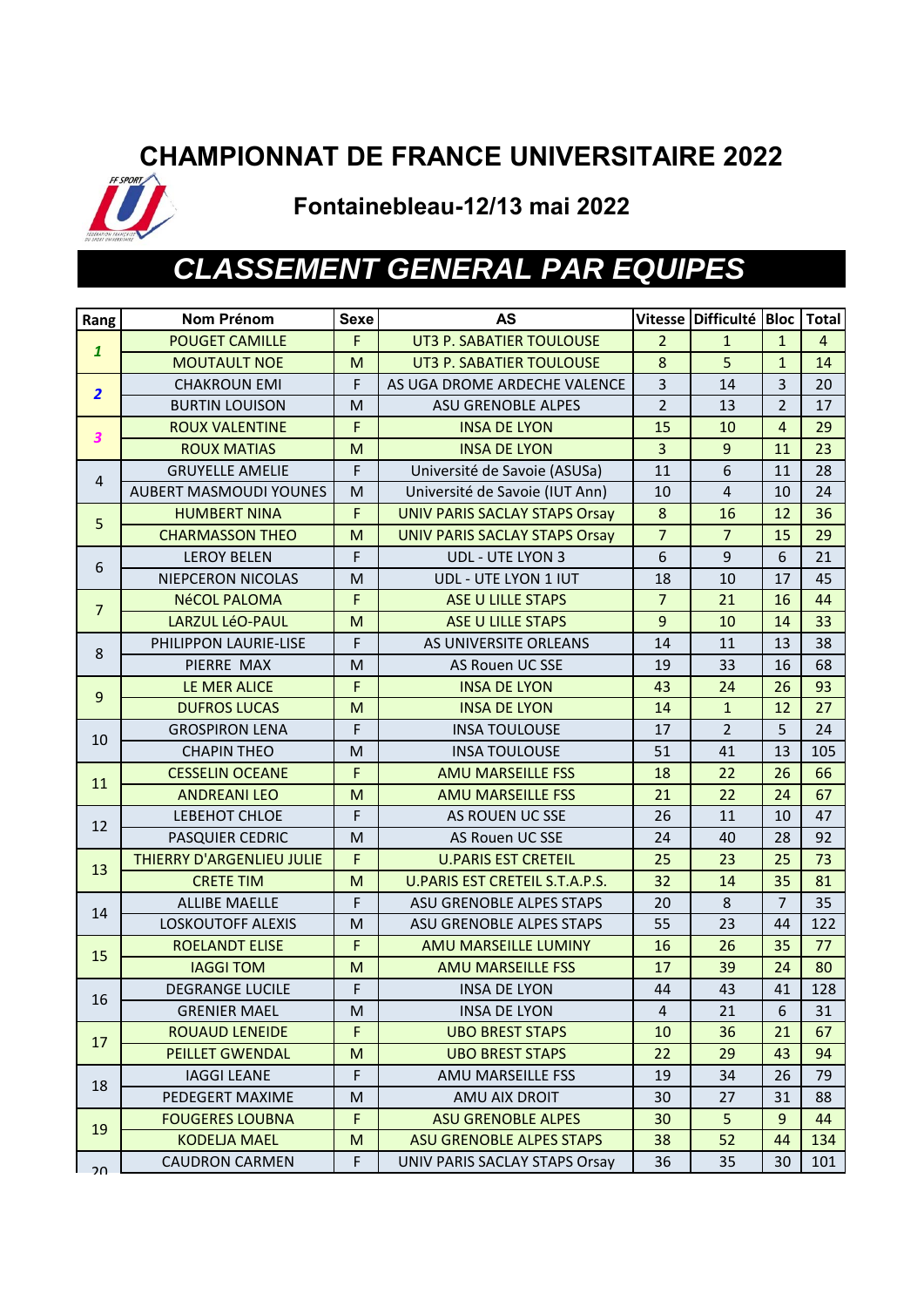# CHAMPIONNAT DE FRANCE UNIVERSITAIRE 2022

## Fontainebleau-12/13 mai 2022

## *CLASSEMENT GENERAL PAR EQUIPES*

| Rang | Nom Prénom | Sexe | AS | Vitesse | Difficulté | Bloc | Total |
|---|---|---|---|---|---|---|---|
| **1** | POUGET CAMILLE | F | UT3 P. SABATIER TOULOUSE | 2 | 1 | 1 | 4 |
| | MOUTAULT NOE | M | UT3 P. SABATIER TOULOUSE | 8 | 5 | 1 | 14 |
| **2** | CHAKROUN EMI | F | AS UGA DROME ARDECHE VALENCE | 3 | 14 | 3 | 20 |
| | BURTIN LOUISON | M | ASU GRENOBLE ALPES | 2 | 13 | 2 | 17 |
| **3** | ROUX VALENTINE | F | INSA DE LYON | 15 | 10 | 4 | 29 |
| | ROUX MATIAS | M | INSA DE LYON | 3 | 9 | 11 | 23 |
| 4 | GRUYELLE AMELIE | F | Université de Savoie (ASUSa) | 11 | 6 | 11 | 28 |
| | AUBERT MASMOUDI YOUNES | M | Université de Savoie (IUT Ann) | 10 | 4 | 10 | 24 |
| 5 | HUMBERT NINA | F | UNIV PARIS SACLAY STAPS Orsay | 8 | 16 | 12 | 36 |
| | CHARMASSON THEO | M | UNIV PARIS SACLAY STAPS Orsay | 7 | 7 | 15 | 29 |
| 6 | LEROY BELEN | F | UDL - UTE LYON 3 | 6 | 9 | 6 | 21 |
| | NIEPCERON NICOLAS | M | UDL - UTE LYON 1 IUT | 18 | 10 | 17 | 45 |
| 7 | NéCOL PALOMA | F | ASE U LILLE STAPS | 7 | 21 | 16 | 44 |
| | LARZUL LéO-PAUL | M | ASE U LILLE STAPS | 9 | 10 | 14 | 33 |
| 8 | PHILIPPON LAURIE-LISE | F | AS UNIVERSITE ORLEANS | 14 | 11 | 13 | 38 |
| | PIERRE MAX | M | AS Rouen UC SSE | 19 | 33 | 16 | 68 |
| 9 | LE MER ALICE | F | INSA DE LYON | 43 | 24 | 26 | 93 |
| | DUFROS LUCAS | M | INSA DE LYON | 14 | 1 | 12 | 27 |
| 10 | GROSPIRON LENA | F | INSA TOULOUSE | 17 | 2 | 5 | 24 |
| | CHAPIN THEO | M | INSA TOULOUSE | 51 | 41 | 13 | 105 |
| 11 | CESSELIN OCEANE | F | AMU MARSEILLE FSS | 18 | 22 | 26 | 66 |
| | ANDREANI LEO | M | AMU MARSEILLE FSS | 21 | 22 | 24 | 67 |
| 12 | LEBEHOT CHLOE | F | AS ROUEN UC SSE | 26 | 11 | 10 | 47 |
| | PASQUIER CEDRIC | M | AS Rouen UC SSE | 24 | 40 | 28 | 92 |
| 13 | THIERRY D'ARGENLIEU JULIE | F | U.PARIS EST CRETEIL | 25 | 23 | 25 | 73 |
| | CRETE TIM | M | U.PARIS EST CRETEIL S.T.A.P.S. | 32 | 14 | 35 | 81 |
| 14 | ALLIBE MAELLE | F | ASU GRENOBLE ALPES STAPS | 20 | 8 | 7 | 35 |
| | LOSKOUTOFF ALEXIS | M | ASU GRENOBLE ALPES STAPS | 55 | 23 | 44 | 122 |
| 15 | ROELANDT ELISE | F | AMU MARSEILLE LUMINY | 16 | 26 | 35 | 77 |
| | IAGGI TOM | M | AMU MARSEILLE FSS | 17 | 39 | 24 | 80 |
| 16 | DEGRANGE LUCILE | F | INSA DE LYON | 44 | 43 | 41 | 128 |
| | GRENIER MAEL | M | INSA DE LYON | 4 | 21 | 6 | 31 |
| 17 | ROUAUD LENEIDE | F | UBO BREST STAPS | 10 | 36 | 21 | 67 |
| | PEILLET GWENDAL | M | UBO BREST STAPS | 22 | 29 | 43 | 94 |
| 18 | IAGGI LEANE | F | AMU MARSEILLE FSS | 19 | 34 | 26 | 79 |
| | PEDEGERT MAXIME | M | AMU AIX DROIT | 30 | 27 | 31 | 88 |
| 19 | FOUGERES LOUBNA | F | ASU GRENOBLE ALPES | 30 | 5 | 9 | 44 |
| | KODELJA MAEL | M | ASU GRENOBLE ALPES STAPS | 38 | 52 | 44 | 134 |
| 20 | CAUDRON CARMEN | F | UNIV PARIS SACLAY STAPS Orsay | 36 | 35 | 30 | 101 |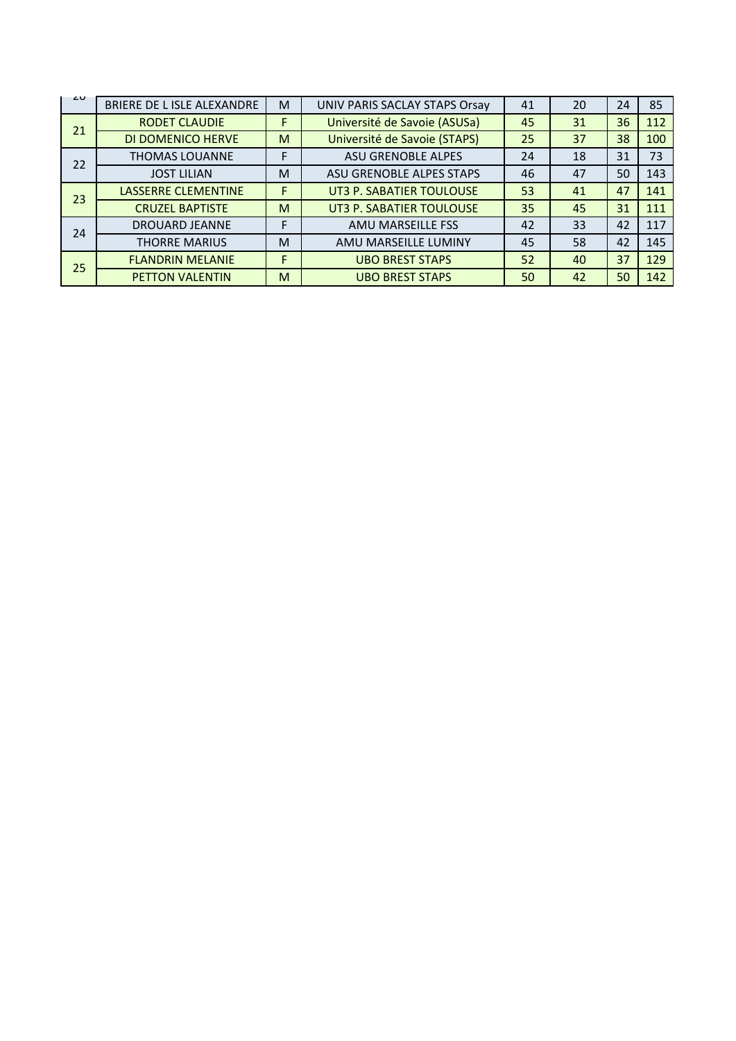| | | | | | | | |
|---|---|---|---|---|---|---|---|
| 20 | BRIERE DE L ISLE ALEXANDRE | M | UNIV PARIS SACLAY STAPS Orsay | 41 | 20 | 24 | 85 |
| 21 | RODET CLAUDIE | F | Université de Savoie (ASUSa) | 45 | 31 | 36 | 112 |
| | DI DOMENICO HERVE | M | Université de Savoie (STAPS) | 25 | 37 | 38 | 100 |
| 22 | THOMAS LOUANNE | F | ASU GRENOBLE ALPES | 24 | 18 | 31 | 73 |
| | JOST LILIAN | M | ASU GRENOBLE ALPES STAPS | 46 | 47 | 50 | 143 |
| 23 | LASSERRE CLEMENTINE | F | UT3 P. SABATIER TOULOUSE | 53 | 41 | 47 | 141 |
| | CRUZEL BAPTISTE | M | UT3 P. SABATIER TOULOUSE | 35 | 45 | 31 | 111 |
| 24 | DROUARD JEANNE | F | AMU MARSEILLE FSS | 42 | 33 | 42 | 117 |
| | THORRE MARIUS | M | AMU MARSEILLE LUMINY | 45 | 58 | 42 | 145 |
| 25 | FLANDRIN MELANIE | F | UBO BREST STAPS | 52 | 40 | 37 | 129 |
| | PETTON VALENTIN | M | UBO BREST STAPS | 50 | 42 | 50 | 142 |